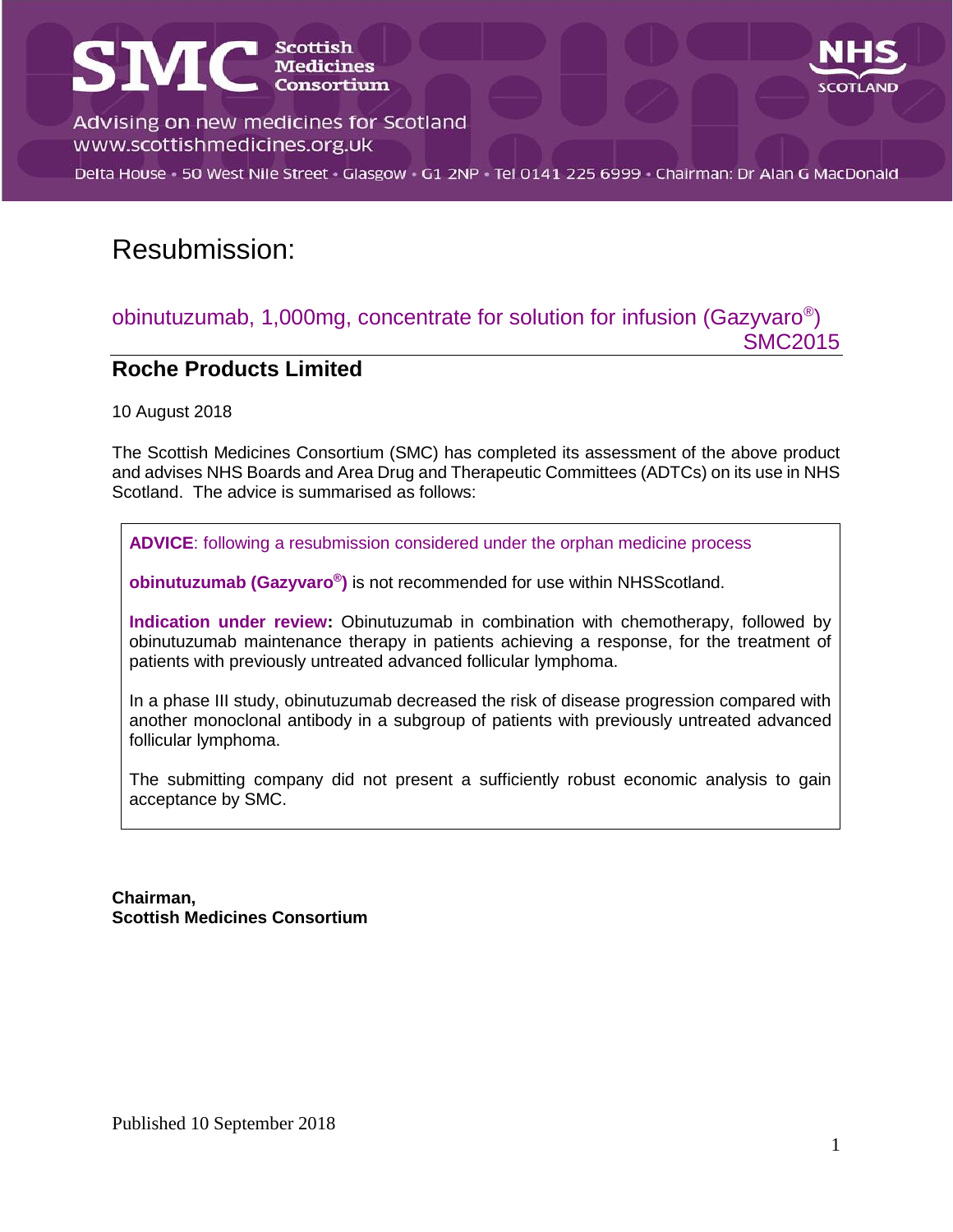**SMC** Scottish Medicines Consortium

Advising on new medicines for Scotland
www.scottishmedicines.org.uk

Delta House • 50 West Nile Street • Glasgow • G1 2NP • Tel 0141 225 6999 • Chairman: Dr Alan G MacDonald

NHS SCOTLAND

# Resubmission:

## obinutuzumab, 1,000mg, concentrate for solution for infusion (Gazyvaro®) SMC2015

## Roche Products Limited

10 August 2018

The Scottish Medicines Consortium (SMC) has completed its assessment of the above product and advises NHS Boards and Area Drug and Therapeutic Committees (ADTCs) on its use in NHS Scotland. The advice is summarised as follows:

**ADVICE**: following a resubmission considered under the orphan medicine process

**obinutuzumab (Gazyvaro®)** is not recommended for use within NHSScotland.

**Indication under review:** Obinutuzumab in combination with chemotherapy, followed by obinutuzumab maintenance therapy in patients achieving a response, for the treatment of patients with previously untreated advanced follicular lymphoma.

In a phase III study, obinutuzumab decreased the risk of disease progression compared with another monoclonal antibody in a subgroup of patients with previously untreated advanced follicular lymphoma.

The submitting company did not present a sufficiently robust economic analysis to gain acceptance by SMC.

**Chairman,**
**Scottish Medicines Consortium**

Published 10 September 2018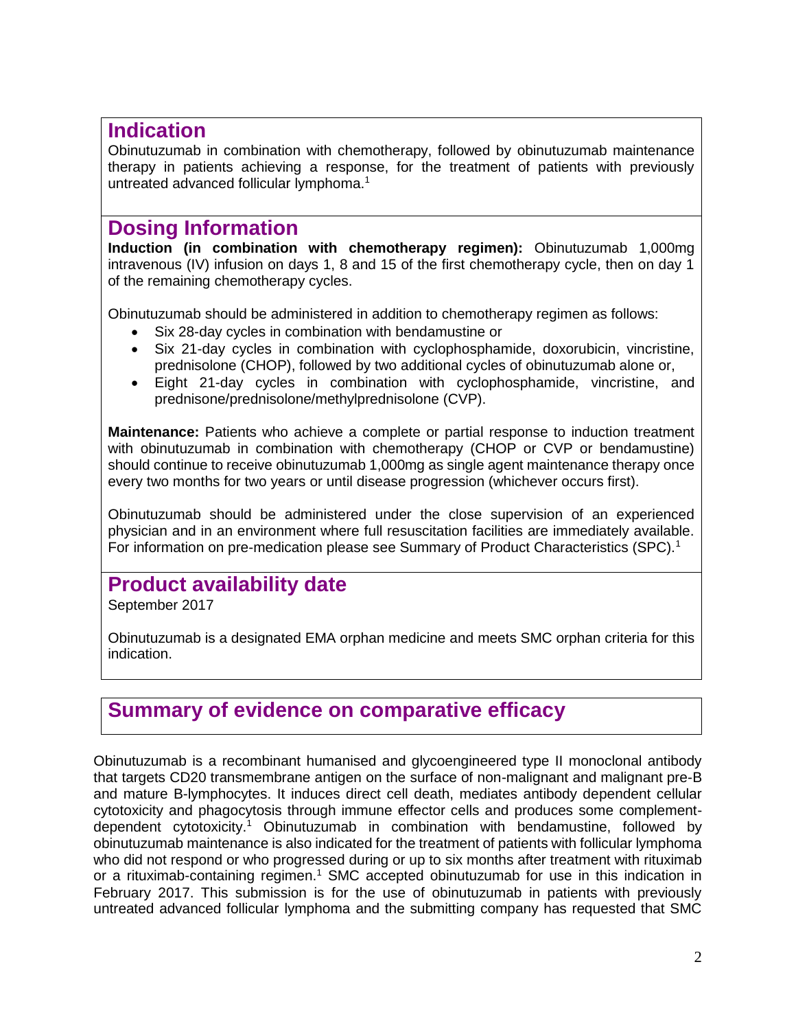## Indication

Obinutuzumab in combination with chemotherapy, followed by obinutuzumab maintenance therapy in patients achieving a response, for the treatment of patients with previously untreated advanced follicular lymphoma.[1]

## Dosing Information

**Induction (in combination with chemotherapy regimen):** Obinutuzumab 1,000mg intravenous (IV) infusion on days 1, 8 and 15 of the first chemotherapy cycle, then on day 1 of the remaining chemotherapy cycles.

Obinutuzumab should be administered in addition to chemotherapy regimen as follows:

- Six 28-day cycles in combination with bendamustine or
- Six 21-day cycles in combination with cyclophosphamide, doxorubicin, vincristine, prednisolone (CHOP), followed by two additional cycles of obinutuzumab alone or,
- Eight 21-day cycles in combination with cyclophosphamide, vincristine, and prednisone/prednisolone/methylprednisolone (CVP).

**Maintenance:** Patients who achieve a complete or partial response to induction treatment with obinutuzumab in combination with chemotherapy (CHOP or CVP or bendamustine) should continue to receive obinutuzumab 1,000mg as single agent maintenance therapy once every two months for two years or until disease progression (whichever occurs first).

Obinutuzumab should be administered under the close supervision of an experienced physician and in an environment where full resuscitation facilities are immediately available. For information on pre-medication please see Summary of Product Characteristics (SPC).[1]

## Product availability date

September 2017

Obinutuzumab is a designated EMA orphan medicine and meets SMC orphan criteria for this indication.

## Summary of evidence on comparative efficacy

Obinutuzumab is a recombinant humanised and glycoengineered type II monoclonal antibody that targets CD20 transmembrane antigen on the surface of non-malignant and malignant pre-B and mature B-lymphocytes. It induces direct cell death, mediates antibody dependent cellular cytotoxicity and phagocytosis through immune effector cells and produces some complement-dependent cytotoxicity.[1] Obinutuzumab in combination with bendamustine, followed by obinutuzumab maintenance is also indicated for the treatment of patients with follicular lymphoma who did not respond or who progressed during or up to six months after treatment with rituximab or a rituximab-containing regimen.[1] SMC accepted obinutuzumab for use in this indication in February 2017. This submission is for the use of obinutuzumab in patients with previously untreated advanced follicular lymphoma and the submitting company has requested that SMC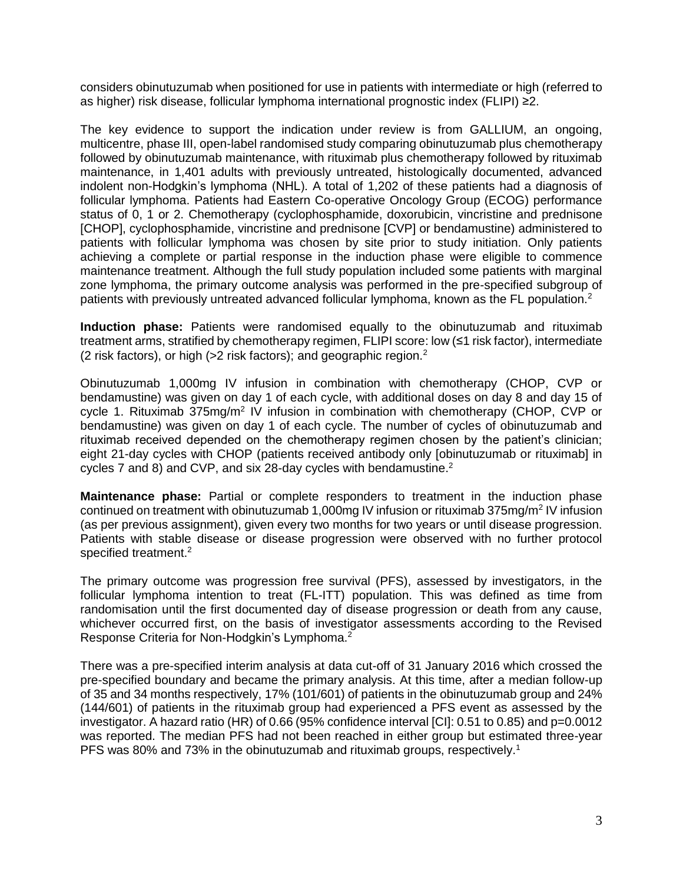considers obinutuzumab when positioned for use in patients with intermediate or high (referred to as higher) risk disease, follicular lymphoma international prognostic index (FLIPI) ≥2.

The key evidence to support the indication under review is from GALLIUM, an ongoing, multicentre, phase III, open-label randomised study comparing obinutuzumab plus chemotherapy followed by obinutuzumab maintenance, with rituximab plus chemotherapy followed by rituximab maintenance, in 1,401 adults with previously untreated, histologically documented, advanced indolent non-Hodgkin's lymphoma (NHL). A total of 1,202 of these patients had a diagnosis of follicular lymphoma. Patients had Eastern Co-operative Oncology Group (ECOG) performance status of 0, 1 or 2. Chemotherapy (cyclophosphamide, doxorubicin, vincristine and prednisone [CHOP], cyclophosphamide, vincristine and prednisone [CVP] or bendamustine) administered to patients with follicular lymphoma was chosen by site prior to study initiation. Only patients achieving a complete or partial response in the induction phase were eligible to commence maintenance treatment. Although the full study population included some patients with marginal zone lymphoma, the primary outcome analysis was performed in the pre-specified subgroup of patients with previously untreated advanced follicular lymphoma, known as the FL population.[2]

**Induction phase:** Patients were randomised equally to the obinutuzumab and rituximab treatment arms, stratified by chemotherapy regimen, FLIPI score: low (≤1 risk factor), intermediate (2 risk factors), or high (>2 risk factors); and geographic region.[2]

Obinutuzumab 1,000mg IV infusion in combination with chemotherapy (CHOP, CVP or bendamustine) was given on day 1 of each cycle, with additional doses on day 8 and day 15 of cycle 1. Rituximab 375mg/m$^2$ IV infusion in combination with chemotherapy (CHOP, CVP or bendamustine) was given on day 1 of each cycle. The number of cycles of obinutuzumab and rituximab received depended on the chemotherapy regimen chosen by the patient's clinician; eight 21-day cycles with CHOP (patients received antibody only [obinutuzumab or rituximab] in cycles 7 and 8) and CVP, and six 28-day cycles with bendamustine.[2]

**Maintenance phase:** Partial or complete responders to treatment in the induction phase continued on treatment with obinutuzumab 1,000mg IV infusion or rituximab 375mg/m$^2$ IV infusion (as per previous assignment), given every two months for two years or until disease progression. Patients with stable disease or disease progression were observed with no further protocol specified treatment.[2]

The primary outcome was progression free survival (PFS), assessed by investigators, in the follicular lymphoma intention to treat (FL-ITT) population. This was defined as time from randomisation until the first documented day of disease progression or death from any cause, whichever occurred first, on the basis of investigator assessments according to the Revised Response Criteria for Non-Hodgkin's Lymphoma.[2]

There was a pre-specified interim analysis at data cut-off of 31 January 2016 which crossed the pre-specified boundary and became the primary analysis. At this time, after a median follow-up of 35 and 34 months respectively, 17% (101/601) of patients in the obinutuzumab group and 24% (144/601) of patients in the rituximab group had experienced a PFS event as assessed by the investigator. A hazard ratio (HR) of 0.66 (95% confidence interval [CI]: 0.51 to 0.85) and p=0.0012 was reported. The median PFS had not been reached in either group but estimated three-year PFS was 80% and 73% in the obinutuzumab and rituximab groups, respectively.[1]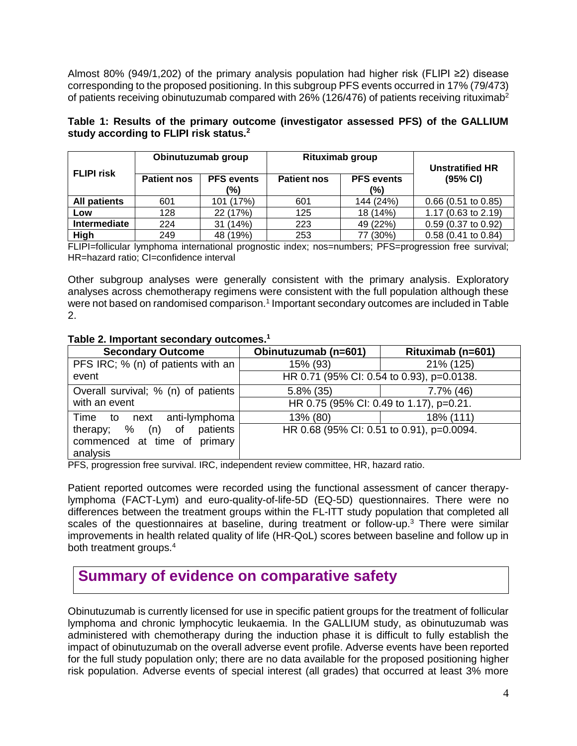Almost 80% (949/1,202) of the primary analysis population had higher risk (FLIPI ≥2) disease corresponding to the proposed positioning. In this subgroup PFS events occurred in 17% (79/473) of patients receiving obinutuzumab compared with 26% (126/476) of patients receiving rituximab[2]

**Table 1: Results of the primary outcome (investigator assessed PFS) of the GALLIUM study according to FLIPI risk status.[2]**

| FLIPI risk | Obinutuzumab group | | Rituximab group | | Unstratified HR (95% CI) |
|---|---|---|---|---|---|
| | Patient nos | PFS events (%) | Patient nos | PFS events (%) | |
| **All patients** | 601 | 101 (17%) | 601 | 144 (24%) | 0.66 (0.51 to 0.85) |
| **Low** | 128 | 22 (17%) | 125 | 18 (14%) | 1.17 (0.63 to 2.19) |
| **Intermediate** | 224 | 31 (14%) | 223 | 49 (22%) | 0.59 (0.37 to 0.92) |
| **High** | 249 | 48 (19%) | 253 | 77 (30%) | 0.58 (0.41 to 0.84) |

FLIPI=follicular lymphoma international prognostic index; nos=numbers; PFS=progression free survival; HR=hazard ratio; CI=confidence interval

Other subgroup analyses were generally consistent with the primary analysis. Exploratory analyses across chemotherapy regimens were consistent with the full population although these were not based on randomised comparison.[1] Important secondary outcomes are included in Table 2.

**Table 2. Important secondary outcomes.[1]**

| Secondary Outcome | Obinutuzumab (n=601) | Rituximab (n=601) |
|---|---|---|
| PFS IRC; % (n) of patients with an event | 15% (93) | 21% (125) |
| | HR 0.71 (95% CI: 0.54 to 0.93), p=0.0138. | |
| Overall survival; % (n) of patients with an event | 5.8% (35) | 7.7% (46) |
| | HR 0.75 (95% CI: 0.49 to 1.17), p=0.21. | |
| Time to next anti-lymphoma therapy; % (n) of patients commenced at time of primary analysis | 13% (80) | 18% (111) |
| | HR 0.68 (95% CI: 0.51 to 0.91), p=0.0094. | |

PFS, progression free survival. IRC, independent review committee, HR, hazard ratio.

Patient reported outcomes were recorded using the functional assessment of cancer therapy-lymphoma (FACT-Lym) and euro-quality-of-life-5D (EQ-5D) questionnaires. There were no differences between the treatment groups within the FL-ITT study population that completed all scales of the questionnaires at baseline, during treatment or follow-up.[3] There were similar improvements in health related quality of life (HR-QoL) scores between baseline and follow up in both treatment groups.[4]

## Summary of evidence on comparative safety

Obinutuzumab is currently licensed for use in specific patient groups for the treatment of follicular lymphoma and chronic lymphocytic leukaemia. In the GALLIUM study, as obinutuzumab was administered with chemotherapy during the induction phase it is difficult to fully establish the impact of obinutuzumab on the overall adverse event profile. Adverse events have been reported for the full study population only; there are no data available for the proposed positioning higher risk population. Adverse events of special interest (all grades) that occurred at least 3% more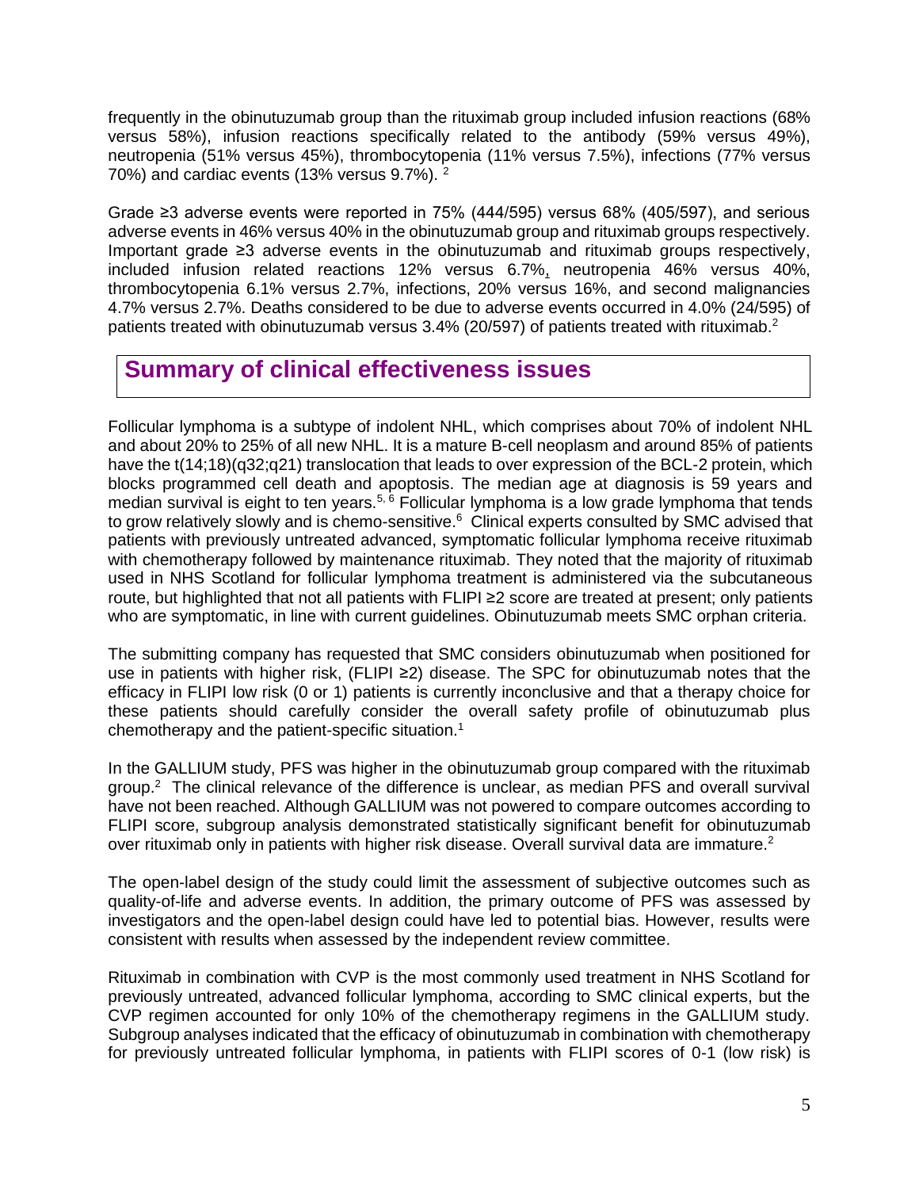frequently in the obinutuzumab group than the rituximab group included infusion reactions (68% versus 58%), infusion reactions specifically related to the antibody (59% versus 49%), neutropenia (51% versus 45%), thrombocytopenia (11% versus 7.5%), infections (77% versus 70%) and cardiac events (13% versus 9.7%). [2]

Grade ≥3 adverse events were reported in 75% (444/595) versus 68% (405/597), and serious adverse events in 46% versus 40% in the obinutuzumab group and rituximab groups respectively. Important grade ≥3 adverse events in the obinutuzumab and rituximab groups respectively, included infusion related reactions 12% versus 6.7%, neutropenia 46% versus 40%, thrombocytopenia 6.1% versus 2.7%, infections, 20% versus 16%, and second malignancies 4.7% versus 2.7%. Deaths considered to be due to adverse events occurred in 4.0% (24/595) of patients treated with obinutuzumab versus 3.4% (20/597) of patients treated with rituximab.[2]

## Summary of clinical effectiveness issues

Follicular lymphoma is a subtype of indolent NHL, which comprises about 70% of indolent NHL and about 20% to 25% of all new NHL. It is a mature B-cell neoplasm and around 85% of patients have the t(14;18)(q32;q21) translocation that leads to over expression of the BCL-2 protein, which blocks programmed cell death and apoptosis. The median age at diagnosis is 59 years and median survival is eight to ten years.[5, 6] Follicular lymphoma is a low grade lymphoma that tends to grow relatively slowly and is chemo-sensitive.[6] Clinical experts consulted by SMC advised that patients with previously untreated advanced, symptomatic follicular lymphoma receive rituximab with chemotherapy followed by maintenance rituximab. They noted that the majority of rituximab used in NHS Scotland for follicular lymphoma treatment is administered via the subcutaneous route, but highlighted that not all patients with FLIPI ≥2 score are treated at present; only patients who are symptomatic, in line with current guidelines. Obinutuzumab meets SMC orphan criteria.

The submitting company has requested that SMC considers obinutuzumab when positioned for use in patients with higher risk, (FLIPI ≥2) disease. The SPC for obinutuzumab notes that the efficacy in FLIPI low risk (0 or 1) patients is currently inconclusive and that a therapy choice for these patients should carefully consider the overall safety profile of obinutuzumab plus chemotherapy and the patient-specific situation.[1]

In the GALLIUM study, PFS was higher in the obinutuzumab group compared with the rituximab group.[2] The clinical relevance of the difference is unclear, as median PFS and overall survival have not been reached. Although GALLIUM was not powered to compare outcomes according to FLIPI score, subgroup analysis demonstrated statistically significant benefit for obinutuzumab over rituximab only in patients with higher risk disease. Overall survival data are immature.[2]

The open-label design of the study could limit the assessment of subjective outcomes such as quality-of-life and adverse events. In addition, the primary outcome of PFS was assessed by investigators and the open-label design could have led to potential bias. However, results were consistent with results when assessed by the independent review committee.

Rituximab in combination with CVP is the most commonly used treatment in NHS Scotland for previously untreated, advanced follicular lymphoma, according to SMC clinical experts, but the CVP regimen accounted for only 10% of the chemotherapy regimens in the GALLIUM study. Subgroup analyses indicated that the efficacy of obinutuzumab in combination with chemotherapy for previously untreated follicular lymphoma, in patients with FLIPI scores of 0-1 (low risk) is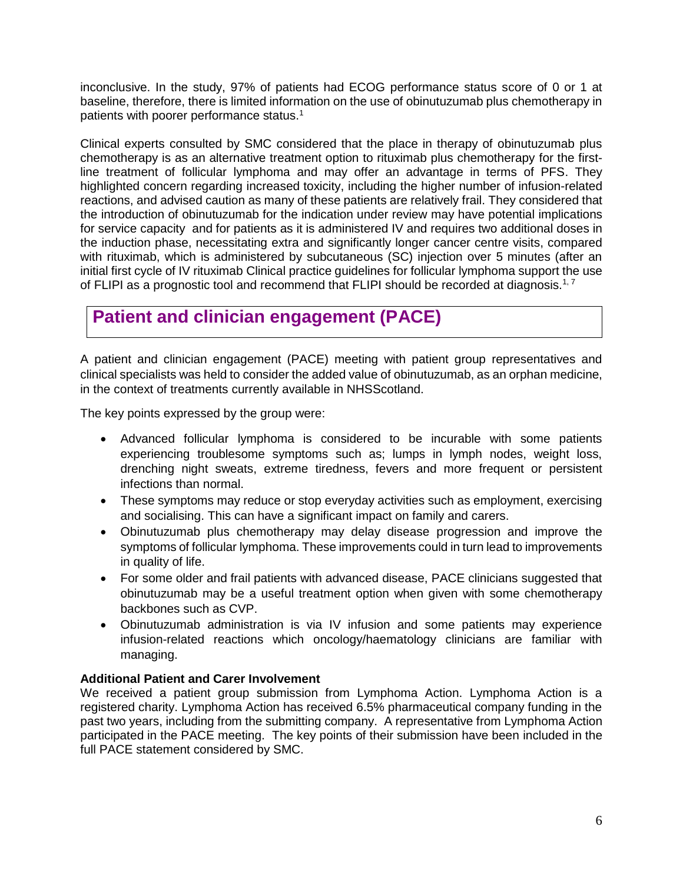inconclusive. In the study, 97% of patients had ECOG performance status score of 0 or 1 at baseline, therefore, there is limited information on the use of obinutuzumab plus chemotherapy in patients with poorer performance status.[1]

Clinical experts consulted by SMC considered that the place in therapy of obinutuzumab plus chemotherapy is as an alternative treatment option to rituximab plus chemotherapy for the first-line treatment of follicular lymphoma and may offer an advantage in terms of PFS. They highlighted concern regarding increased toxicity, including the higher number of infusion-related reactions, and advised caution as many of these patients are relatively frail. They considered that the introduction of obinutuzumab for the indication under review may have potential implications for service capacity and for patients as it is administered IV and requires two additional doses in the induction phase, necessitating extra and significantly longer cancer centre visits, compared with rituximab, which is administered by subcutaneous (SC) injection over 5 minutes (after an initial first cycle of IV rituximab Clinical practice guidelines for follicular lymphoma support the use of FLIPI as a prognostic tool and recommend that FLIPI should be recorded at diagnosis.[1, 7]

## Patient and clinician engagement (PACE)

A patient and clinician engagement (PACE) meeting with patient group representatives and clinical specialists was held to consider the added value of obinutuzumab, as an orphan medicine, in the context of treatments currently available in NHSScotland.

The key points expressed by the group were:

- Advanced follicular lymphoma is considered to be incurable with some patients experiencing troublesome symptoms such as; lumps in lymph nodes, weight loss, drenching night sweats, extreme tiredness, fevers and more frequent or persistent infections than normal.
- These symptoms may reduce or stop everyday activities such as employment, exercising and socialising. This can have a significant impact on family and carers.
- Obinutuzumab plus chemotherapy may delay disease progression and improve the symptoms of follicular lymphoma. These improvements could in turn lead to improvements in quality of life.
- For some older and frail patients with advanced disease, PACE clinicians suggested that obinutuzumab may be a useful treatment option when given with some chemotherapy backbones such as CVP.
- Obinutuzumab administration is via IV infusion and some patients may experience infusion-related reactions which oncology/haematology clinicians are familiar with managing.

**Additional Patient and Carer Involvement**

We received a patient group submission from Lymphoma Action. Lymphoma Action is a registered charity. Lymphoma Action has received 6.5% pharmaceutical company funding in the past two years, including from the submitting company. A representative from Lymphoma Action participated in the PACE meeting. The key points of their submission have been included in the full PACE statement considered by SMC.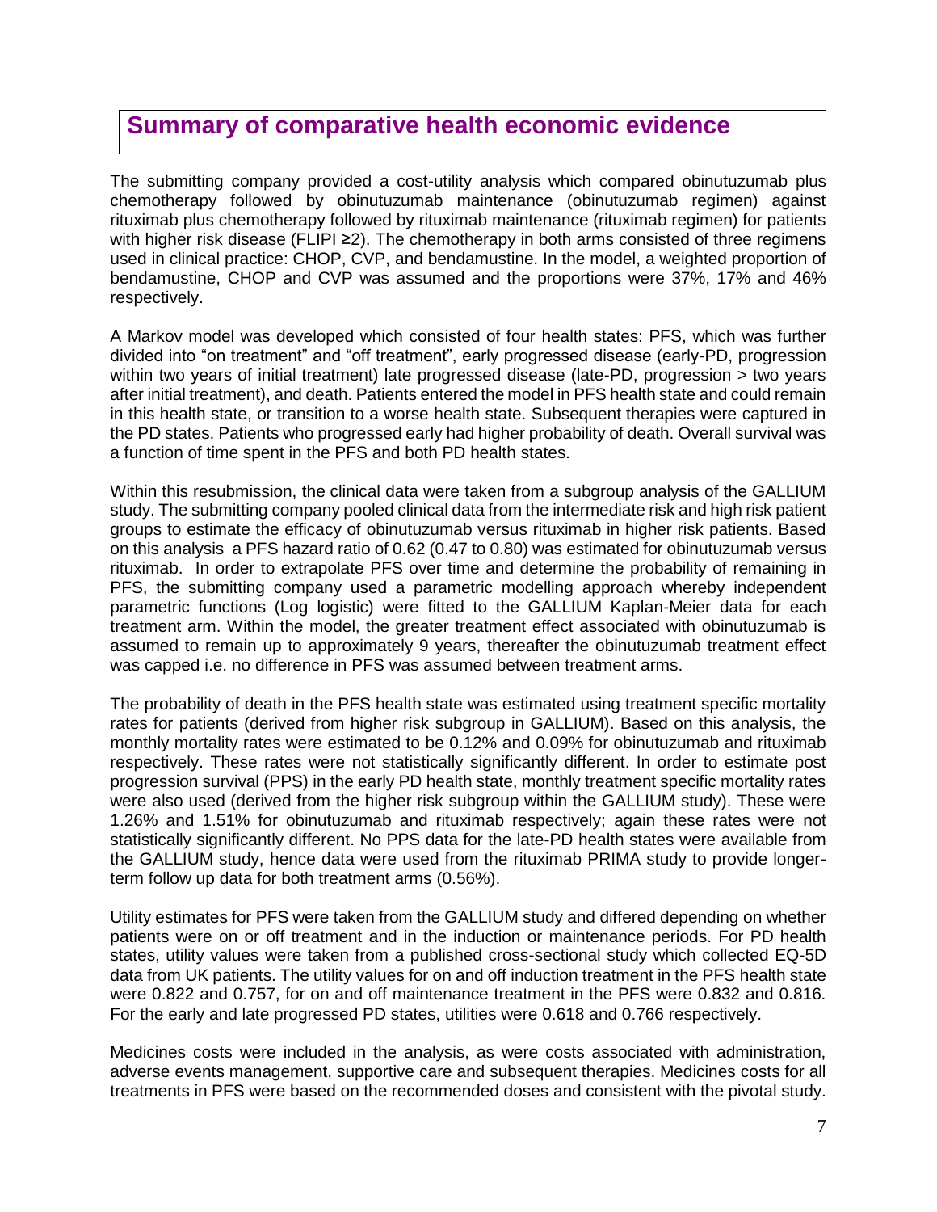## Summary of comparative health economic evidence

The submitting company provided a cost-utility analysis which compared obinutuzumab plus chemotherapy followed by obinutuzumab maintenance (obinutuzumab regimen) against rituximab plus chemotherapy followed by rituximab maintenance (rituximab regimen) for patients with higher risk disease (FLIPI ≥2). The chemotherapy in both arms consisted of three regimens used in clinical practice: CHOP, CVP, and bendamustine. In the model, a weighted proportion of bendamustine, CHOP and CVP was assumed and the proportions were 37%, 17% and 46% respectively.

A Markov model was developed which consisted of four health states: PFS, which was further divided into "on treatment" and "off treatment", early progressed disease (early-PD, progression within two years of initial treatment) late progressed disease (late-PD, progression > two years after initial treatment), and death. Patients entered the model in PFS health state and could remain in this health state, or transition to a worse health state. Subsequent therapies were captured in the PD states. Patients who progressed early had higher probability of death. Overall survival was a function of time spent in the PFS and both PD health states.

Within this resubmission, the clinical data were taken from a subgroup analysis of the GALLIUM study. The submitting company pooled clinical data from the intermediate risk and high risk patient groups to estimate the efficacy of obinutuzumab versus rituximab in higher risk patients. Based on this analysis a PFS hazard ratio of 0.62 (0.47 to 0.80) was estimated for obinutuzumab versus rituximab. In order to extrapolate PFS over time and determine the probability of remaining in PFS, the submitting company used a parametric modelling approach whereby independent parametric functions (Log logistic) were fitted to the GALLIUM Kaplan-Meier data for each treatment arm. Within the model, the greater treatment effect associated with obinutuzumab is assumed to remain up to approximately 9 years, thereafter the obinutuzumab treatment effect was capped i.e. no difference in PFS was assumed between treatment arms.

The probability of death in the PFS health state was estimated using treatment specific mortality rates for patients (derived from higher risk subgroup in GALLIUM). Based on this analysis, the monthly mortality rates were estimated to be 0.12% and 0.09% for obinutuzumab and rituximab respectively. These rates were not statistically significantly different. In order to estimate post progression survival (PPS) in the early PD health state, monthly treatment specific mortality rates were also used (derived from the higher risk subgroup within the GALLIUM study). These were 1.26% and 1.51% for obinutuzumab and rituximab respectively; again these rates were not statistically significantly different. No PPS data for the late-PD health states were available from the GALLIUM study, hence data were used from the rituximab PRIMA study to provide longer-term follow up data for both treatment arms (0.56%).

Utility estimates for PFS were taken from the GALLIUM study and differed depending on whether patients were on or off treatment and in the induction or maintenance periods. For PD health states, utility values were taken from a published cross-sectional study which collected EQ-5D data from UK patients. The utility values for on and off induction treatment in the PFS health state were 0.822 and 0.757, for on and off maintenance treatment in the PFS were 0.832 and 0.816. For the early and late progressed PD states, utilities were 0.618 and 0.766 respectively.

Medicines costs were included in the analysis, as were costs associated with administration, adverse events management, supportive care and subsequent therapies. Medicines costs for all treatments in PFS were based on the recommended doses and consistent with the pivotal study.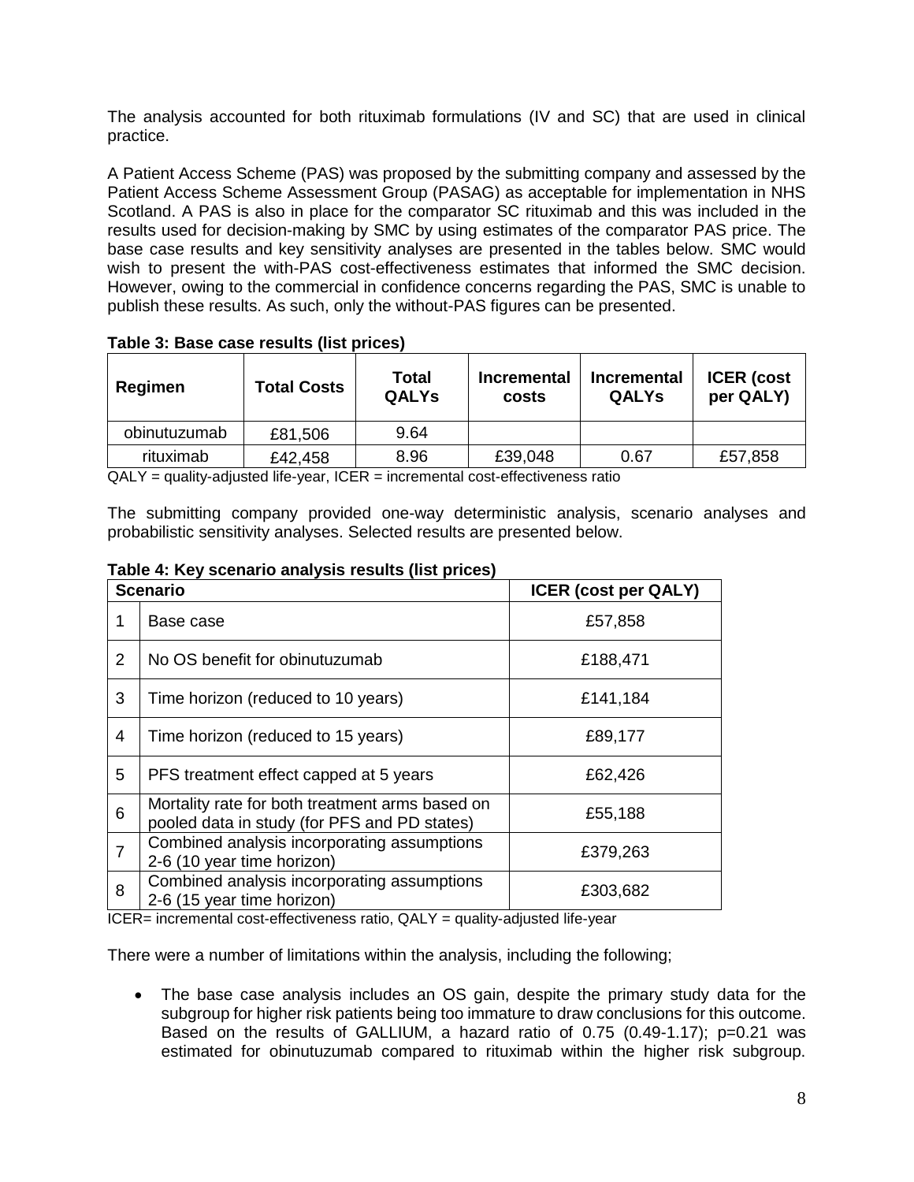The analysis accounted for both rituximab formulations (IV and SC) that are used in clinical practice.

A Patient Access Scheme (PAS) was proposed by the submitting company and assessed by the Patient Access Scheme Assessment Group (PASAG) as acceptable for implementation in NHS Scotland. A PAS is also in place for the comparator SC rituximab and this was included in the results used for decision-making by SMC by using estimates of the comparator PAS price. The base case results and key sensitivity analyses are presented in the tables below. SMC would wish to present the with-PAS cost-effectiveness estimates that informed the SMC decision. However, owing to the commercial in confidence concerns regarding the PAS, SMC is unable to publish these results. As such, only the without-PAS figures can be presented.

**Table 3: Base case results (list prices)**

| Regimen | Total Costs | Total QALYs | Incremental costs | Incremental QALYs | ICER (cost per QALY) |
|---|---|---|---|---|---|
| obinutuzumab | £81,506 | 9.64 | | | |
| rituximab | £42,458 | 8.96 | £39,048 | 0.67 | £57,858 |

QALY = quality-adjusted life-year, ICER = incremental cost-effectiveness ratio

The submitting company provided one-way deterministic analysis, scenario analyses and probabilistic sensitivity analyses. Selected results are presented below.

**Table 4: Key scenario analysis results (list prices)**

| | Scenario | ICER (cost per QALY) |
|---|---|---|
| 1 | Base case | £57,858 |
| 2 | No OS benefit for obinutuzumab | £188,471 |
| 3 | Time horizon (reduced to 10 years) | £141,184 |
| 4 | Time horizon (reduced to 15 years) | £89,177 |
| 5 | PFS treatment effect capped at 5 years | £62,426 |
| 6 | Mortality rate for both treatment arms based on pooled data in study (for PFS and PD states) | £55,188 |
| 7 | Combined analysis incorporating assumptions 2-6 (10 year time horizon) | £379,263 |
| 8 | Combined analysis incorporating assumptions 2-6 (15 year time horizon) | £303,682 |

ICER= incremental cost-effectiveness ratio, QALY = quality-adjusted life-year

There were a number of limitations within the analysis, including the following;

- The base case analysis includes an OS gain, despite the primary study data for the subgroup for higher risk patients being too immature to draw conclusions for this outcome. Based on the results of GALLIUM, a hazard ratio of 0.75 (0.49-1.17); p=0.21 was estimated for obinutuzumab compared to rituximab within the higher risk subgroup.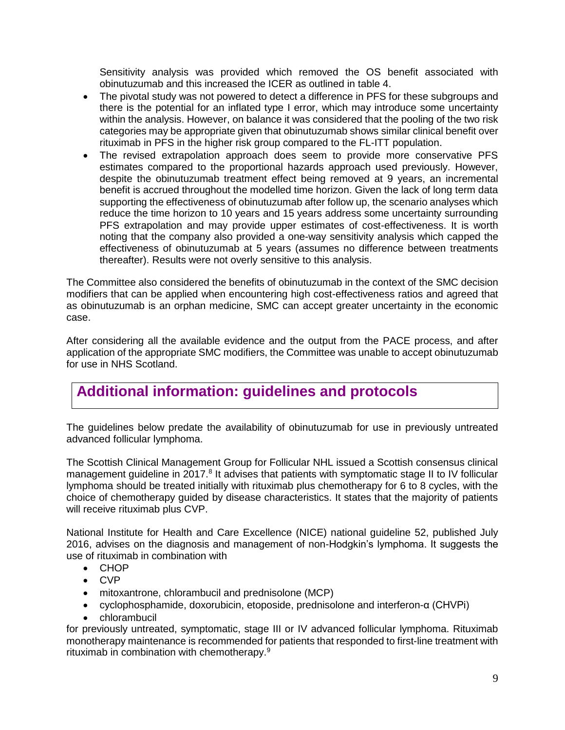Sensitivity analysis was provided which removed the OS benefit associated with obinutuzumab and this increased the ICER as outlined in table 4.

- The pivotal study was not powered to detect a difference in PFS for these subgroups and there is the potential for an inflated type I error, which may introduce some uncertainty within the analysis. However, on balance it was considered that the pooling of the two risk categories may be appropriate given that obinutuzumab shows similar clinical benefit over rituximab in PFS in the higher risk group compared to the FL-ITT population.
- The revised extrapolation approach does seem to provide more conservative PFS estimates compared to the proportional hazards approach used previously. However, despite the obinutuzumab treatment effect being removed at 9 years, an incremental benefit is accrued throughout the modelled time horizon. Given the lack of long term data supporting the effectiveness of obinutuzumab after follow up, the scenario analyses which reduce the time horizon to 10 years and 15 years address some uncertainty surrounding PFS extrapolation and may provide upper estimates of cost-effectiveness. It is worth noting that the company also provided a one-way sensitivity analysis which capped the effectiveness of obinutuzumab at 5 years (assumes no difference between treatments thereafter). Results were not overly sensitive to this analysis.

The Committee also considered the benefits of obinutuzumab in the context of the SMC decision modifiers that can be applied when encountering high cost-effectiveness ratios and agreed that as obinutuzumab is an orphan medicine, SMC can accept greater uncertainty in the economic case.

After considering all the available evidence and the output from the PACE process, and after application of the appropriate SMC modifiers, the Committee was unable to accept obinutuzumab for use in NHS Scotland.

## Additional information: guidelines and protocols

The guidelines below predate the availability of obinutuzumab for use in previously untreated advanced follicular lymphoma.

The Scottish Clinical Management Group for Follicular NHL issued a Scottish consensus clinical management guideline in 2017.[8] It advises that patients with symptomatic stage II to IV follicular lymphoma should be treated initially with rituximab plus chemotherapy for 6 to 8 cycles, with the choice of chemotherapy guided by disease characteristics. It states that the majority of patients will receive rituximab plus CVP.

National Institute for Health and Care Excellence (NICE) national guideline 52, published July 2016, advises on the diagnosis and management of non-Hodgkin's lymphoma. It suggests the use of rituximab in combination with

- CHOP
- CVP
- mitoxantrone, chlorambucil and prednisolone (MCP)
- cyclophosphamide, doxorubicin, etoposide, prednisolone and interferon-α (CHVPi)
- chlorambucil

for previously untreated, symptomatic, stage III or IV advanced follicular lymphoma. Rituximab monotherapy maintenance is recommended for patients that responded to first-line treatment with rituximab in combination with chemotherapy.[9]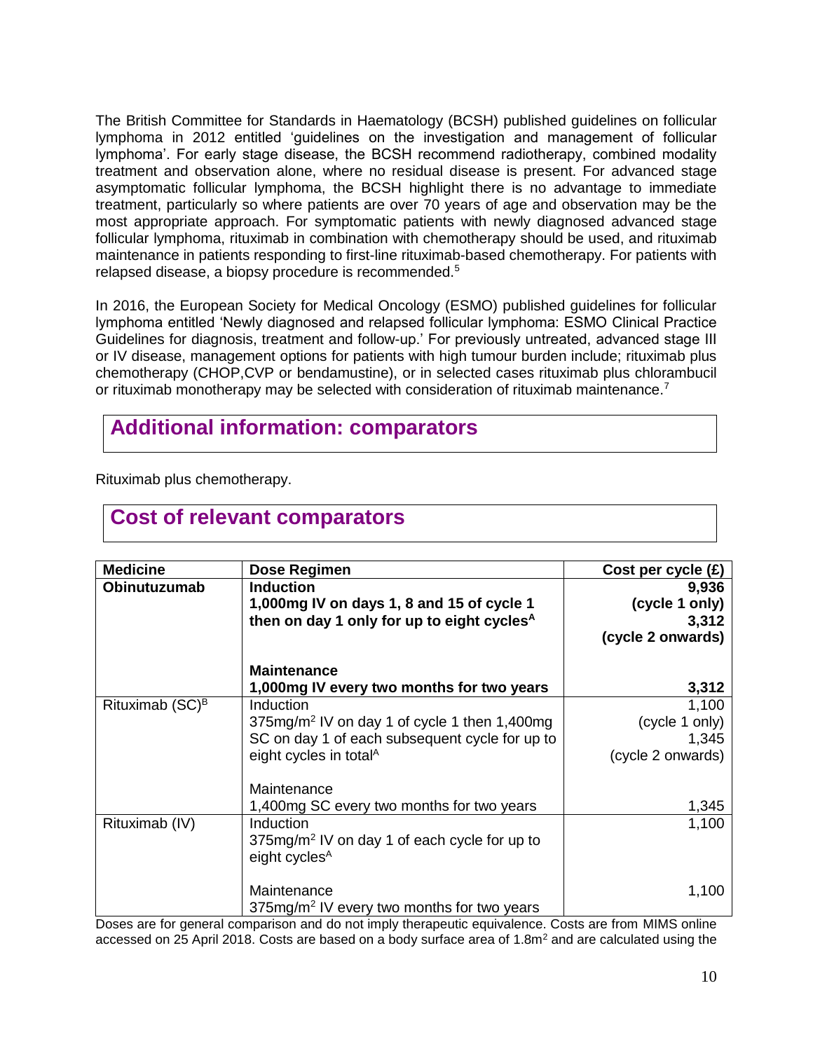The British Committee for Standards in Haematology (BCSH) published guidelines on follicular lymphoma in 2012 entitled 'guidelines on the investigation and management of follicular lymphoma'. For early stage disease, the BCSH recommend radiotherapy, combined modality treatment and observation alone, where no residual disease is present. For advanced stage asymptomatic follicular lymphoma, the BCSH highlight there is no advantage to immediate treatment, particularly so where patients are over 70 years of age and observation may be the most appropriate approach. For symptomatic patients with newly diagnosed advanced stage follicular lymphoma, rituximab in combination with chemotherapy should be used, and rituximab maintenance in patients responding to first-line rituximab-based chemotherapy. For patients with relapsed disease, a biopsy procedure is recommended.[5]

In 2016, the European Society for Medical Oncology (ESMO) published guidelines for follicular lymphoma entitled 'Newly diagnosed and relapsed follicular lymphoma: ESMO Clinical Practice Guidelines for diagnosis, treatment and follow-up.' For previously untreated, advanced stage III or IV disease, management options for patients with high tumour burden include; rituximab plus chemotherapy (CHOP,CVP or bendamustine), or in selected cases rituximab plus chlorambucil or rituximab monotherapy may be selected with consideration of rituximab maintenance.[7]

## Additional information: comparators

Rituximab plus chemotherapy.

## Cost of relevant comparators

| Medicine | Dose Regimen | Cost per cycle (£) |
|---|---|---|
| **Obinutuzumab** | **Induction**<br>**1,000mg IV on days 1, 8 and 15 of cycle 1 then on day 1 only for up to eight cycles[A]** | **9,936**<br>**(cycle 1 only)**<br>**3,312**<br>**(cycle 2 onwards)** |
| | **Maintenance**<br>**1,000mg IV every two months for two years** | **3,312** |
| Rituximab (SC)[B] | Induction<br>375mg/m$^2$ IV on day 1 of cycle 1 then 1,400mg SC on day 1 of each subsequent cycle for up to eight cycles in total[A] | 1,100<br>(cycle 1 only)<br>1,345<br>(cycle 2 onwards) |
| | Maintenance<br>1,400mg SC every two months for two years | 1,345 |
| Rituximab (IV) | Induction<br>375mg/m$^2$ IV on day 1 of each cycle for up to eight cycles[A] | 1,100 |
| | Maintenance<br>375mg/m$^2$ IV every two months for two years | 1,100 |

Doses are for general comparison and do not imply therapeutic equivalence. Costs are from MIMS online accessed on 25 April 2018. Costs are based on a body surface area of 1.8m$^2$ and are calculated using the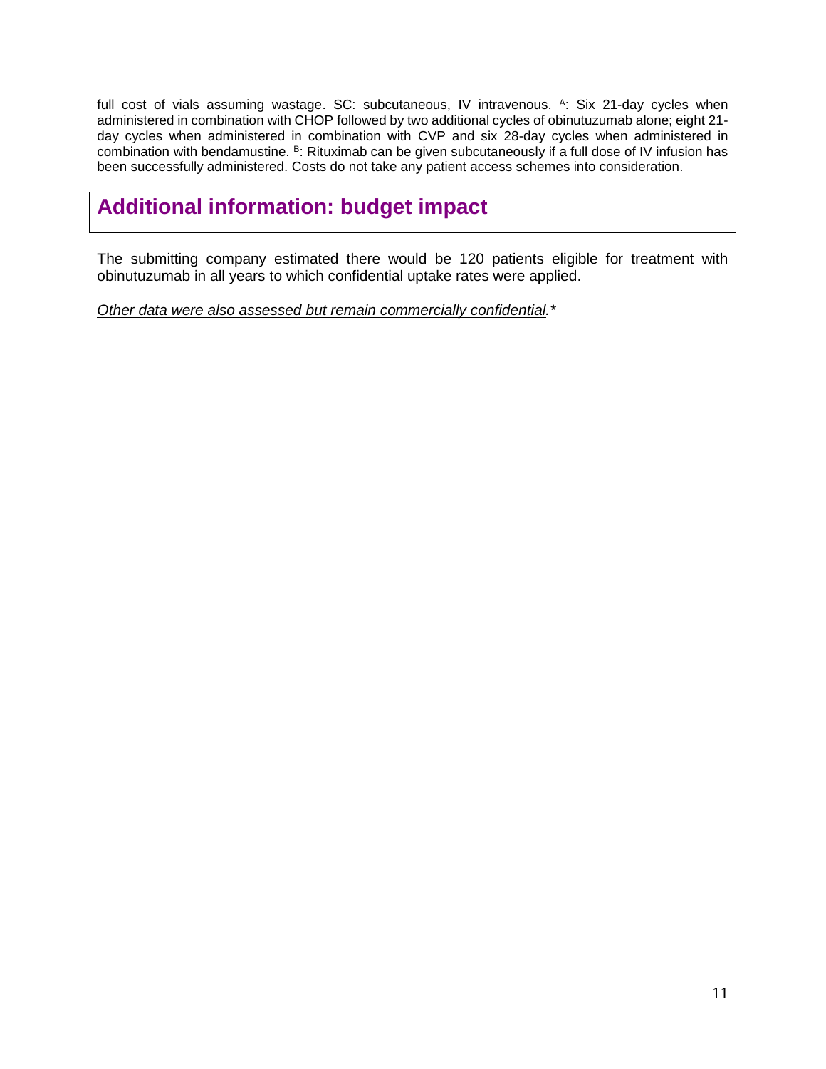full cost of vials assuming wastage. SC: subcutaneous, IV intravenous. [A]: Six 21-day cycles when administered in combination with CHOP followed by two additional cycles of obinutuzumab alone; eight 21-day cycles when administered in combination with CVP and six 28-day cycles when administered in combination with bendamustine. [B]: Rituximab can be given subcutaneously if a full dose of IV infusion has been successfully administered. Costs do not take any patient access schemes into consideration.

## Additional information: budget impact

The submitting company estimated there would be 120 patients eligible for treatment with obinutuzumab in all years to which confidential uptake rates were applied.

*Other data were also assessed but remain commercially confidential.**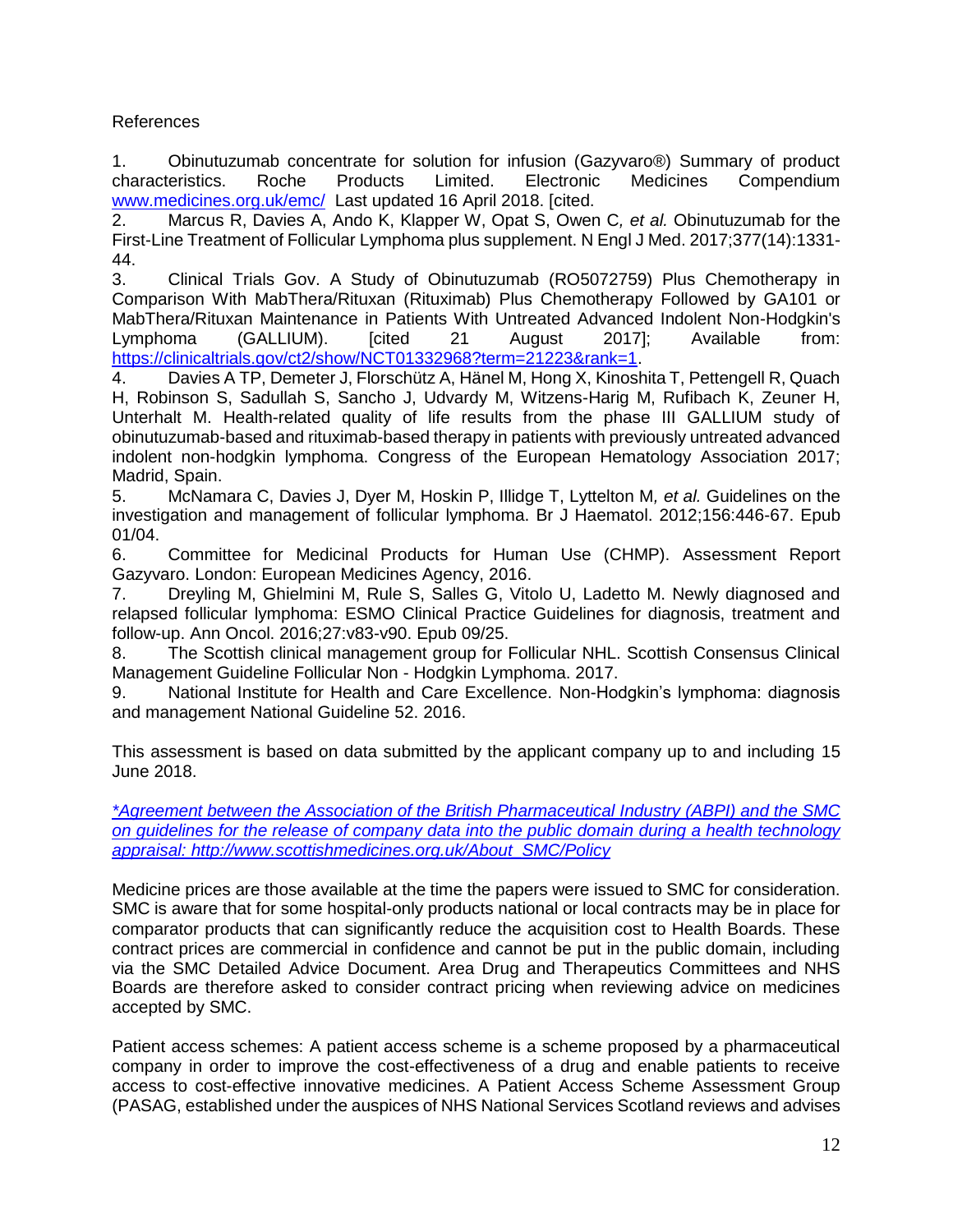References

1. Obinutuzumab concentrate for solution for infusion (Gazyvaro®) Summary of product characteristics. Roche Products Limited. Electronic Medicines Compendium www.medicines.org.uk/emc/ Last updated 16 April 2018. [cited.
2. Marcus R, Davies A, Ando K, Klapper W, Opat S, Owen C, *et al.* Obinutuzumab for the First-Line Treatment of Follicular Lymphoma plus supplement. N Engl J Med. 2017;377(14):1331-44.
3. Clinical Trials Gov. A Study of Obinutuzumab (RO5072759) Plus Chemotherapy in Comparison With MabThera/Rituxan (Rituximab) Plus Chemotherapy Followed by GA101 or MabThera/Rituxan Maintenance in Patients With Untreated Advanced Indolent Non-Hodgkin's Lymphoma (GALLIUM). [cited 21 August 2017]; Available from: https://clinicaltrials.gov/ct2/show/NCT01332968?term=21223&rank=1.
4. Davies A TP, Demeter J, Florschütz A, Hänel M, Hong X, Kinoshita T, Pettengell R, Quach H, Robinson S, Sadullah S, Sancho J, Udvardy M, Witzens-Harig M, Rufibach K, Zeuner H, Unterhalt M. Health-related quality of life results from the phase III GALLIUM study of obinutuzumab-based and rituximab-based therapy in patients with previously untreated advanced indolent non-hodgkin lymphoma. Congress of the European Hematology Association 2017; Madrid, Spain.
5. McNamara C, Davies J, Dyer M, Hoskin P, Illidge T, Lyttelton M, *et al.* Guidelines on the investigation and management of follicular lymphoma. Br J Haematol. 2012;156:446-67. Epub 01/04.
6. Committee for Medicinal Products for Human Use (CHMP). Assessment Report Gazyvaro. London: European Medicines Agency, 2016.
7. Dreyling M, Ghielmini M, Rule S, Salles G, Vitolo U, Ladetto M. Newly diagnosed and relapsed follicular lymphoma: ESMO Clinical Practice Guidelines for diagnosis, treatment and follow-up. Ann Oncol. 2016;27:v83-v90. Epub 09/25.
8. The Scottish clinical management group for Follicular NHL. Scottish Consensus Clinical Management Guideline Follicular Non - Hodgkin Lymphoma. 2017.
9. National Institute for Health and Care Excellence. Non-Hodgkin's lymphoma: diagnosis and management National Guideline 52. 2016.

This assessment is based on data submitted by the applicant company up to and including 15 June 2018.

*\*Agreement between the Association of the British Pharmaceutical Industry (ABPI) and the SMC on guidelines for the release of company data into the public domain during a health technology appraisal: http://www.scottishmedicines.org.uk/About_SMC/Policy*

Medicine prices are those available at the time the papers were issued to SMC for consideration. SMC is aware that for some hospital-only products national or local contracts may be in place for comparator products that can significantly reduce the acquisition cost to Health Boards. These contract prices are commercial in confidence and cannot be put in the public domain, including via the SMC Detailed Advice Document. Area Drug and Therapeutics Committees and NHS Boards are therefore asked to consider contract pricing when reviewing advice on medicines accepted by SMC.

Patient access schemes: A patient access scheme is a scheme proposed by a pharmaceutical company in order to improve the cost-effectiveness of a drug and enable patients to receive access to cost-effective innovative medicines. A Patient Access Scheme Assessment Group (PASAG, established under the auspices of NHS National Services Scotland reviews and advises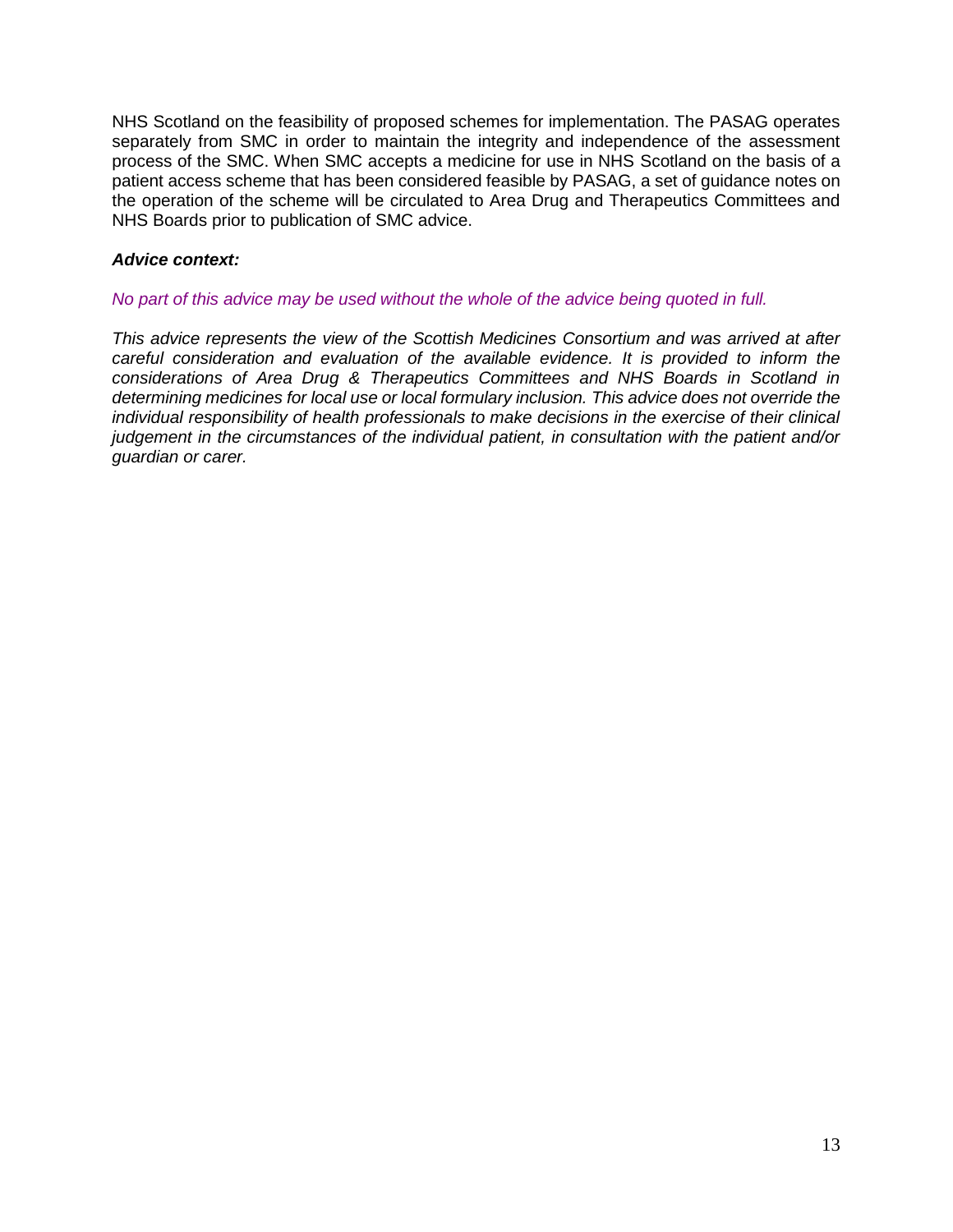NHS Scotland on the feasibility of proposed schemes for implementation. The PASAG operates separately from SMC in order to maintain the integrity and independence of the assessment process of the SMC. When SMC accepts a medicine for use in NHS Scotland on the basis of a patient access scheme that has been considered feasible by PASAG, a set of guidance notes on the operation of the scheme will be circulated to Area Drug and Therapeutics Committees and NHS Boards prior to publication of SMC advice.

***Advice context:***

*No part of this advice may be used without the whole of the advice being quoted in full.*

*This advice represents the view of the Scottish Medicines Consortium and was arrived at after careful consideration and evaluation of the available evidence. It is provided to inform the considerations of Area Drug & Therapeutics Committees and NHS Boards in Scotland in determining medicines for local use or local formulary inclusion. This advice does not override the individual responsibility of health professionals to make decisions in the exercise of their clinical judgement in the circumstances of the individual patient, in consultation with the patient and/or guardian or carer.*